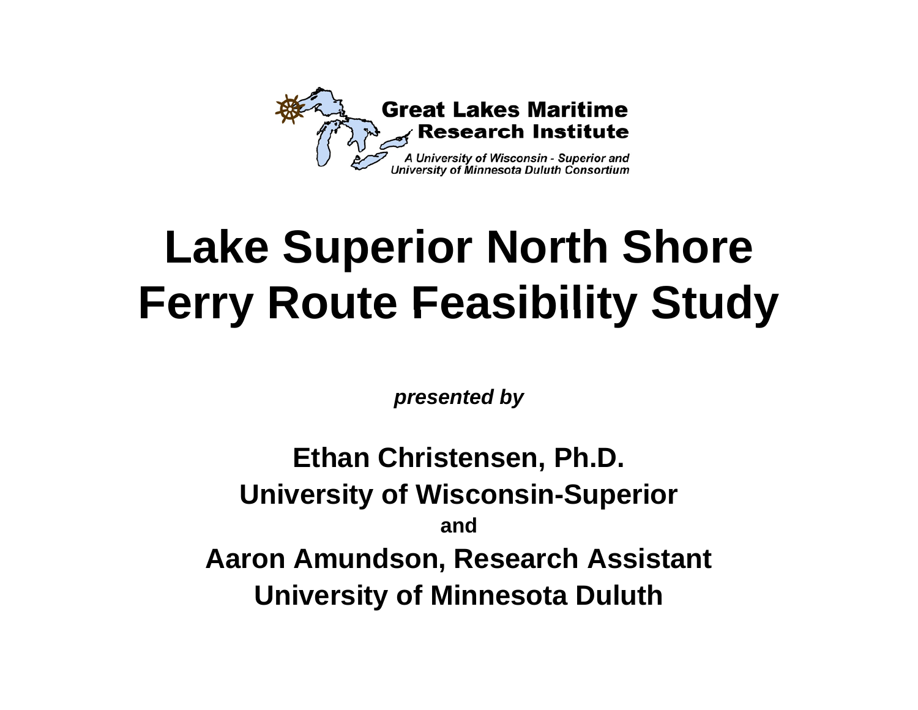Great Lakes Maritime Research Institute

*A University of Wisconsin - Superior and University of Minnesota Duluth Consortium*

# Lake Superior North Shore Ferry Route Feasibility Study

***presented by***

**Ethan Christensen, Ph.D.**

**University of Wisconsin-Superior**

**and**

**Aaron Amundson, Research Assistant**

**University of Minnesota Duluth**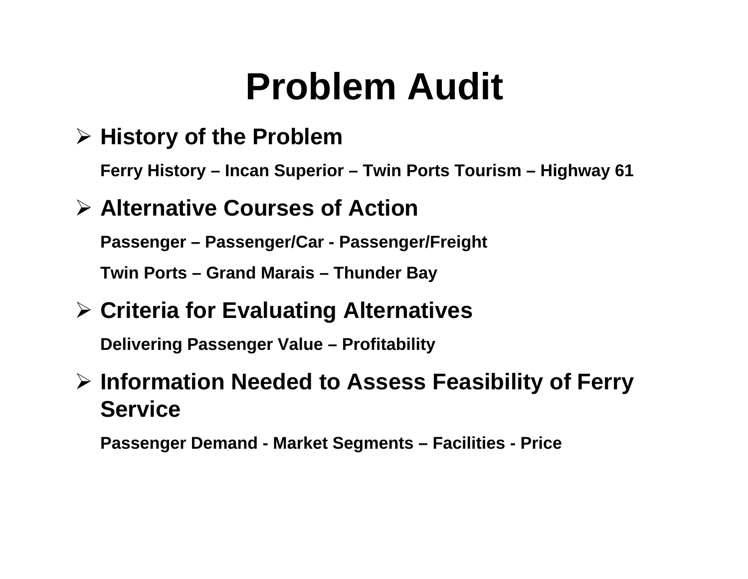# Problem Audit

- **History of the Problem**

  **Ferry History – Incan Superior – Twin Ports Tourism – Highway 61**

- **Alternative Courses of Action**

  **Passenger – Passenger/Car - Passenger/Freight**

  **Twin Ports – Grand Marais – Thunder Bay**

- **Criteria for Evaluating Alternatives**

  **Delivering Passenger Value – Profitability**

- **Information Needed to Assess Feasibility of Ferry Service**

  **Passenger Demand - Market Segments – Facilities - Price**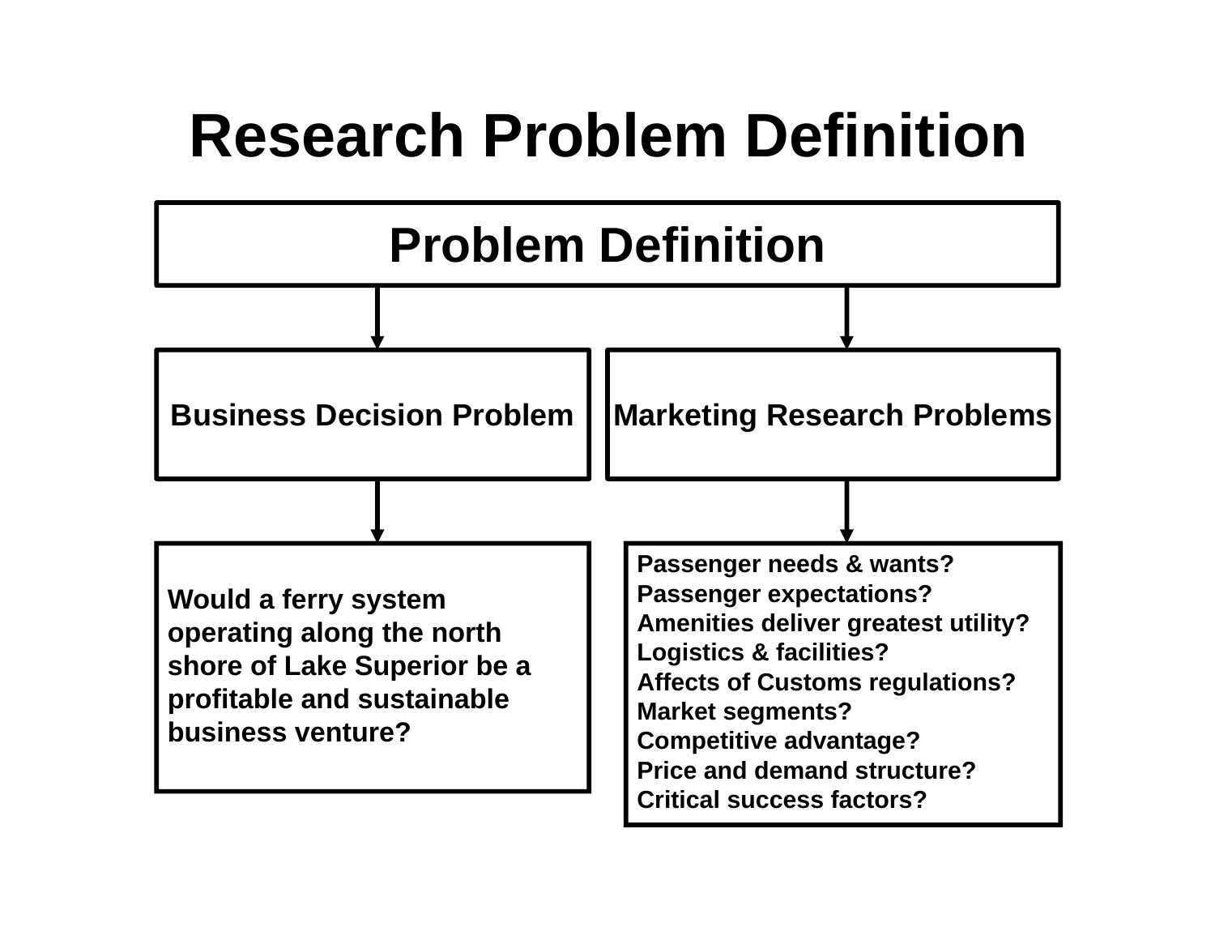# Research Problem Definition

## Problem Definition

### Business Decision Problem

Would a ferry system operating along the north shore of Lake Superior be a profitable and sustainable business venture?

### Marketing Research Problems

- Passenger needs & wants?
- Passenger expectations?
- Amenities deliver greatest utility?
- Logistics & facilities?
- Affects of Customs regulations?
- Market segments?
- Competitive advantage?
- Price and demand structure?
- Critical success factors?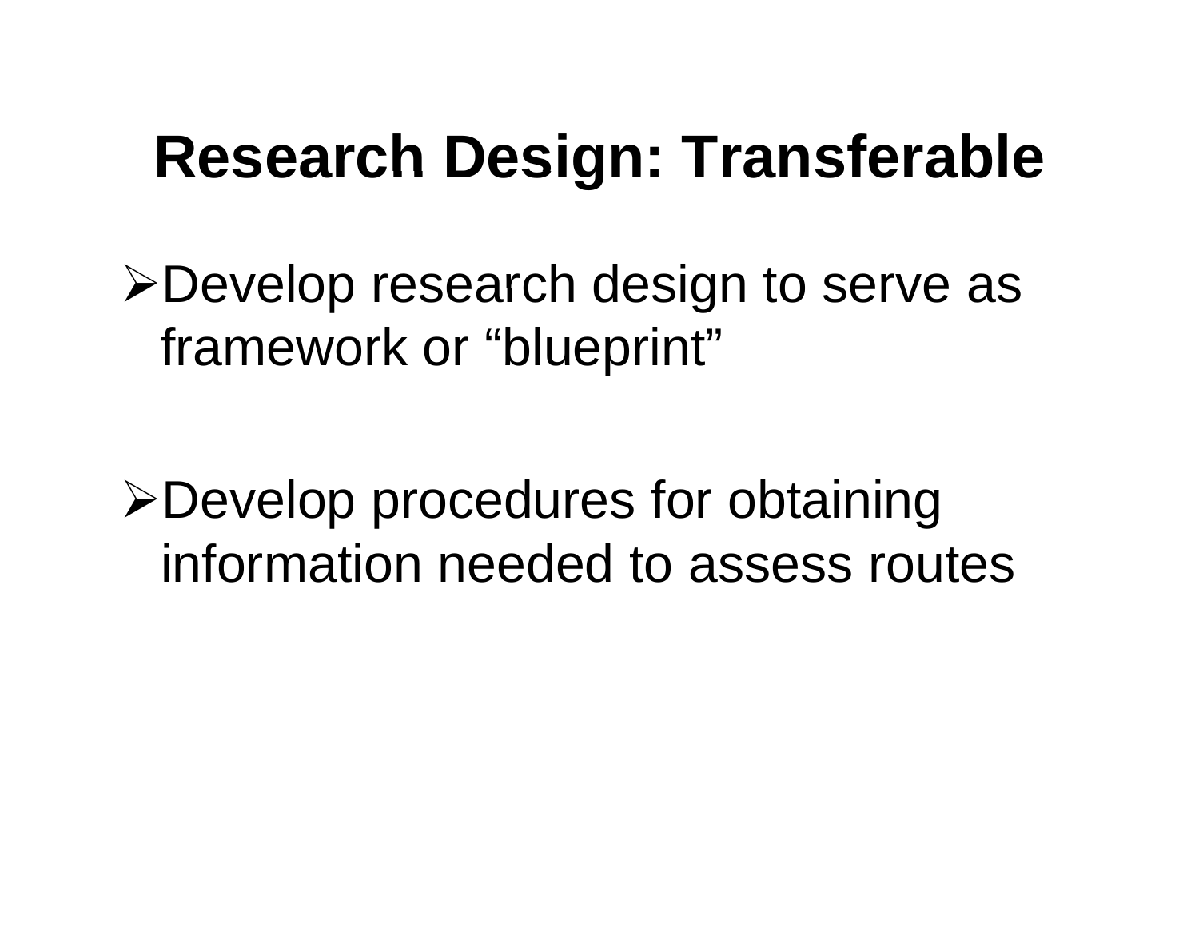# Research Design: Transferable

- Develop research design to serve as framework or “blueprint”

- Develop procedures for obtaining information needed to assess routes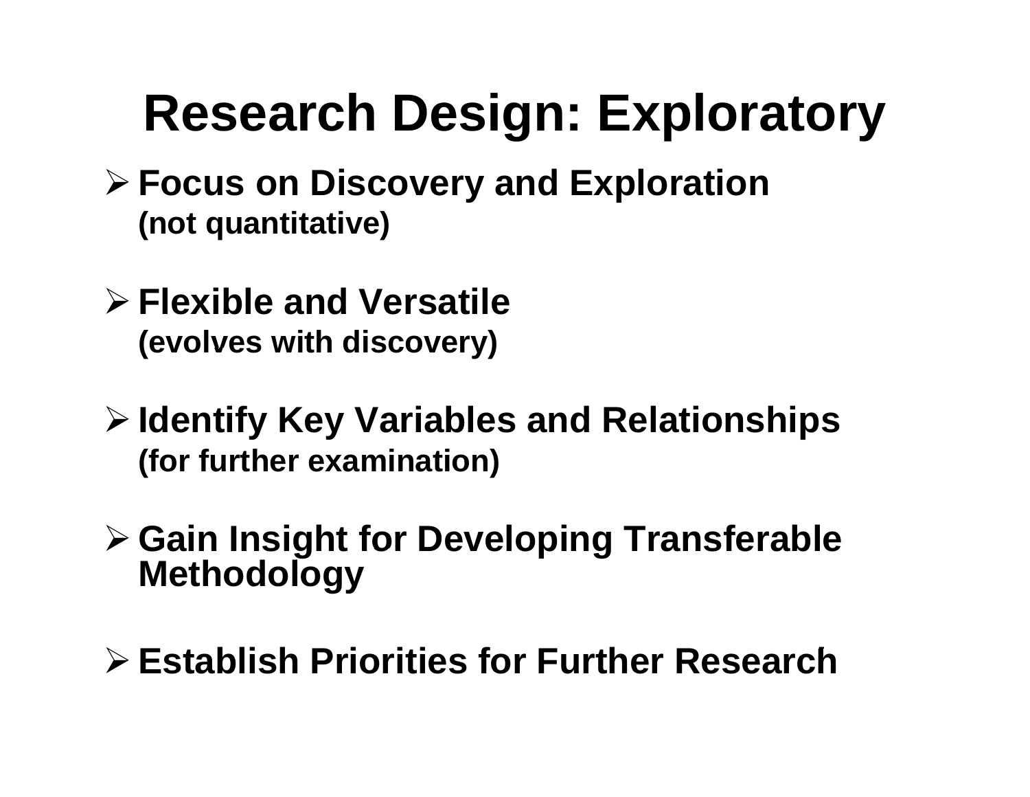# Research Design: Exploratory

- **Focus on Discovery and Exploration**
  **(not quantitative)**

- **Flexible and Versatile**
  **(evolves with discovery)**

- **Identify Key Variables and Relationships**
  **(for further examination)**

- **Gain Insight for Developing Transferable Methodology**

- **Establish Priorities for Further Research**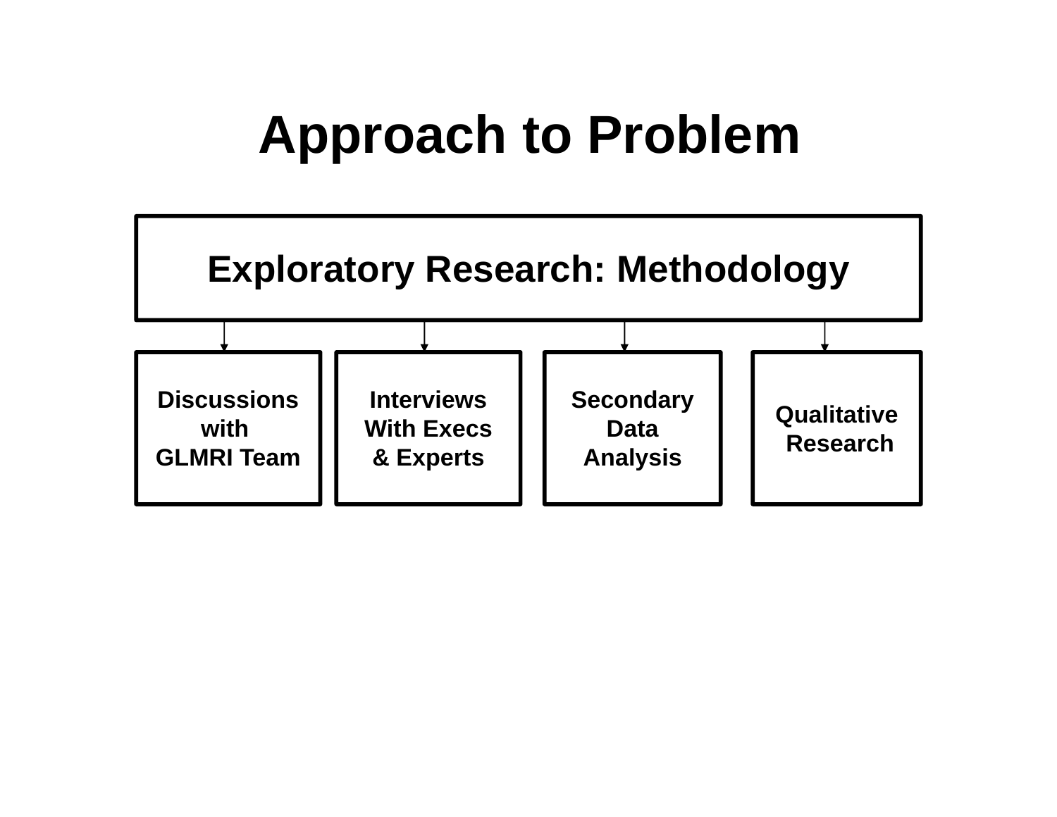# Approach to Problem

**Exploratory Research: Methodology**

- **Discussions with GLMRI Team**
- **Interviews With Execs & Experts**
- **Secondary Data Analysis**
- **Qualitative Research**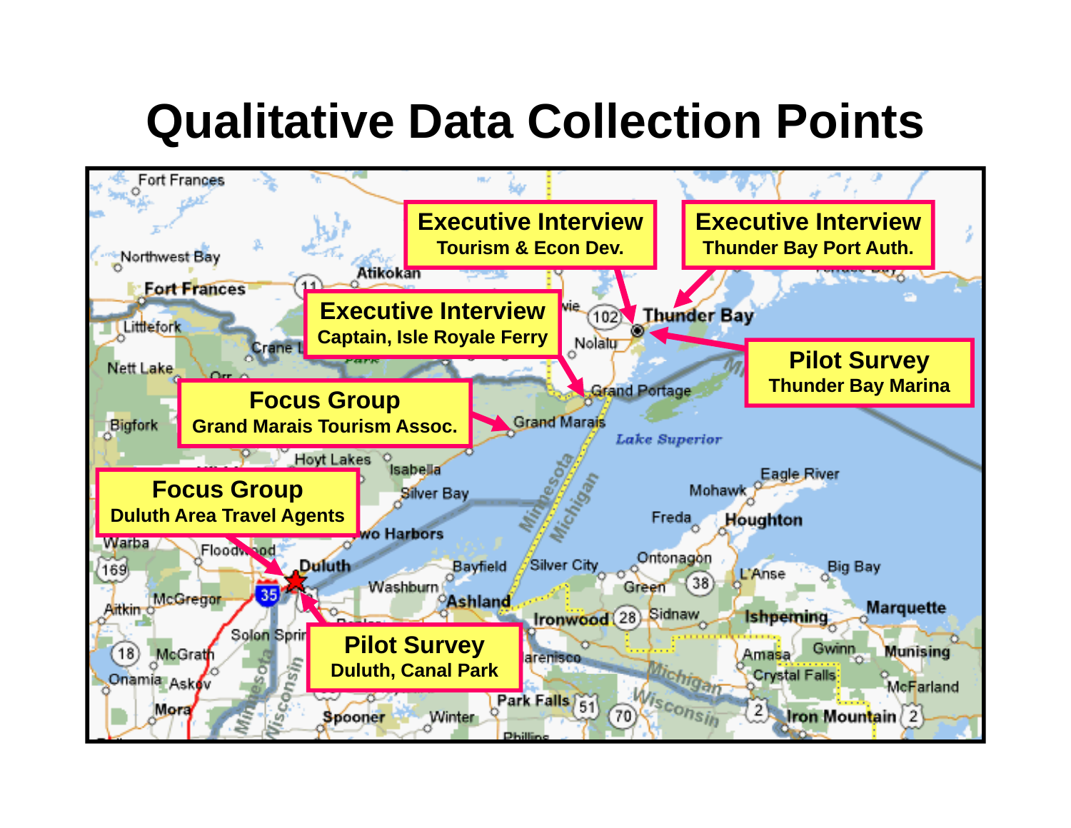# Qualitative Data Collection Points

**Executive Interview**
Tourism & Econ Dev.

**Executive Interview**
Thunder Bay Port Auth.

**Executive Interview**
Captain, Isle Royale Ferry

**Pilot Survey**
Thunder Bay Marina

**Focus Group**
Grand Marais Tourism Assoc.

**Focus Group**
Duluth Area Travel Agents

**Pilot Survey**
Duluth, Canal Park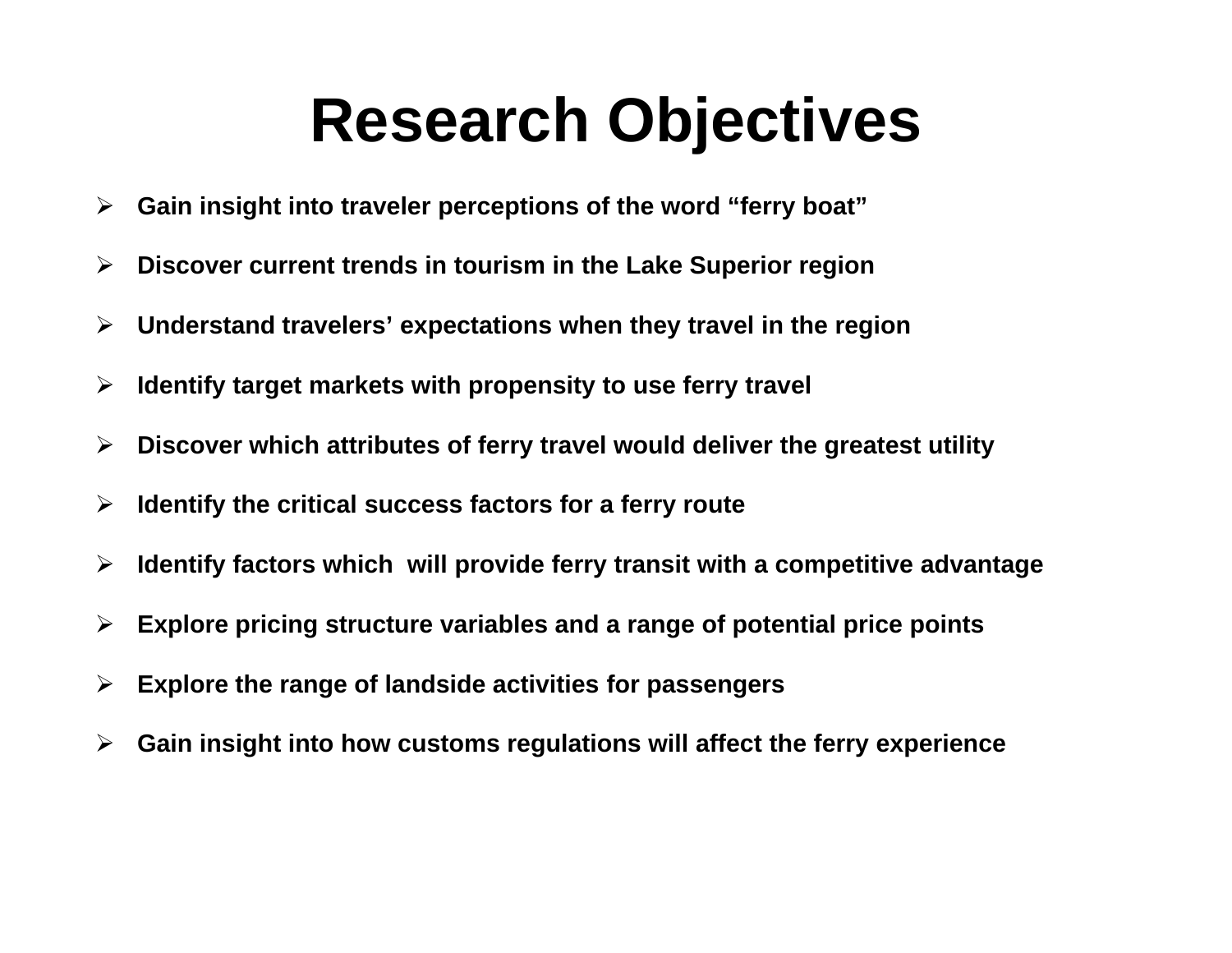# Research Objectives

- **Gain insight into traveler perceptions of the word “ferry boat”**
- **Discover current trends in tourism in the Lake Superior region**
- **Understand travelers’ expectations when they travel in the region**
- **Identify target markets with propensity to use ferry travel**
- **Discover which attributes of ferry travel would deliver the greatest utility**
- **Identify the critical success factors for a ferry route**
- **Identify factors which will provide ferry transit with a competitive advantage**
- **Explore pricing structure variables and a range of potential price points**
- **Explore the range of landside activities for passengers**
- **Gain insight into how customs regulations will affect the ferry experience**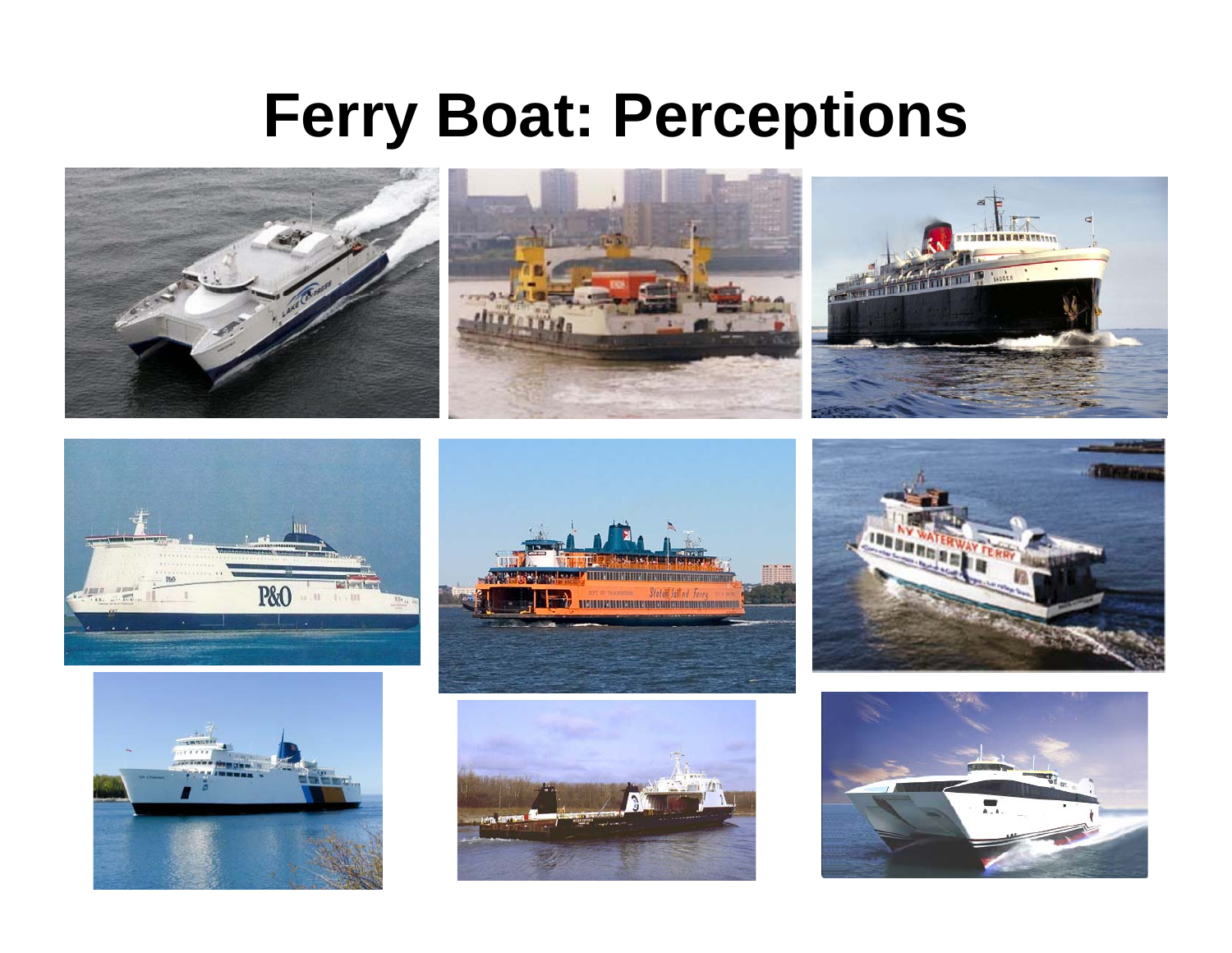# Ferry Boat: Perceptions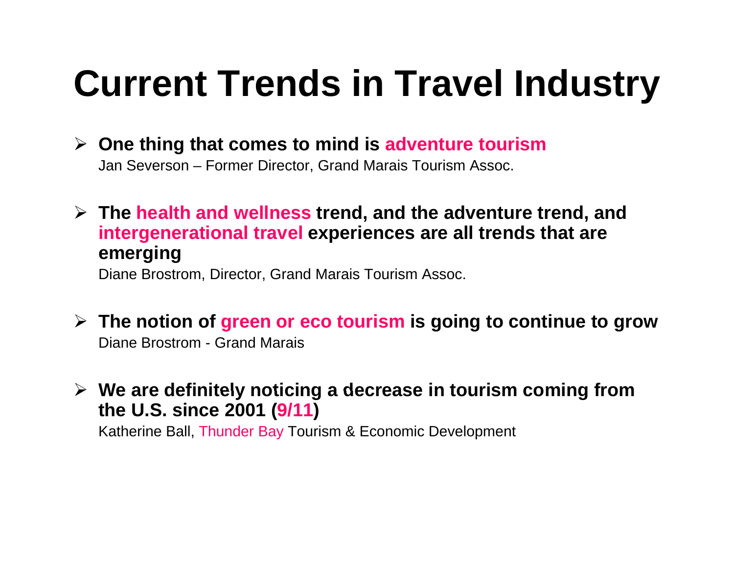# Current Trends in Travel Industry

- **One thing that comes to mind is adventure tourism**
  Jan Severson – Former Director, Grand Marais Tourism Assoc.

- **The health and wellness trend, and the adventure trend, and intergenerational travel experiences are all trends that are emerging**
  Diane Brostrom, Director, Grand Marais Tourism Assoc.

- **The notion of green or eco tourism is going to continue to grow**
  Diane Brostrom - Grand Marais

- **We are definitely noticing a decrease in tourism coming from the U.S. since 2001 (9/11)**
  Katherine Ball, Thunder Bay Tourism & Economic Development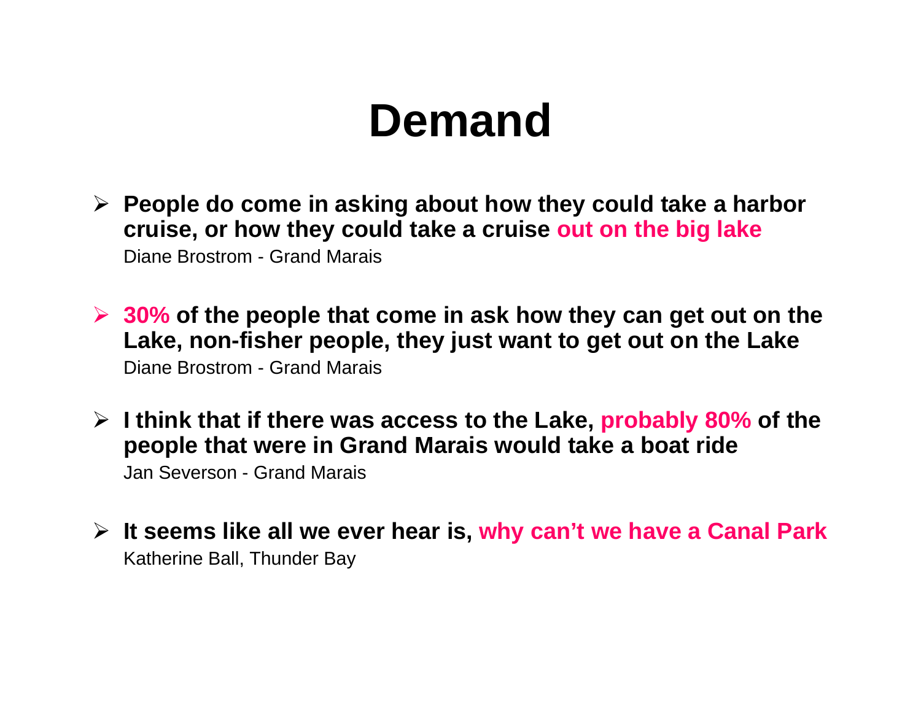# Demand

- **People do come in asking about how they could take a harbor cruise, or how they could take a cruise out on the big lake**
  Diane Brostrom - Grand Marais

- **30% of the people that come in ask how they can get out on the Lake, non-fisher people, they just want to get out on the Lake**
  Diane Brostrom - Grand Marais

- **I think that if there was access to the Lake, probably 80% of the people that were in Grand Marais would take a boat ride**
  Jan Severson - Grand Marais

- **It seems like all we ever hear is, why can't we have a Canal Park**
  Katherine Ball, Thunder Bay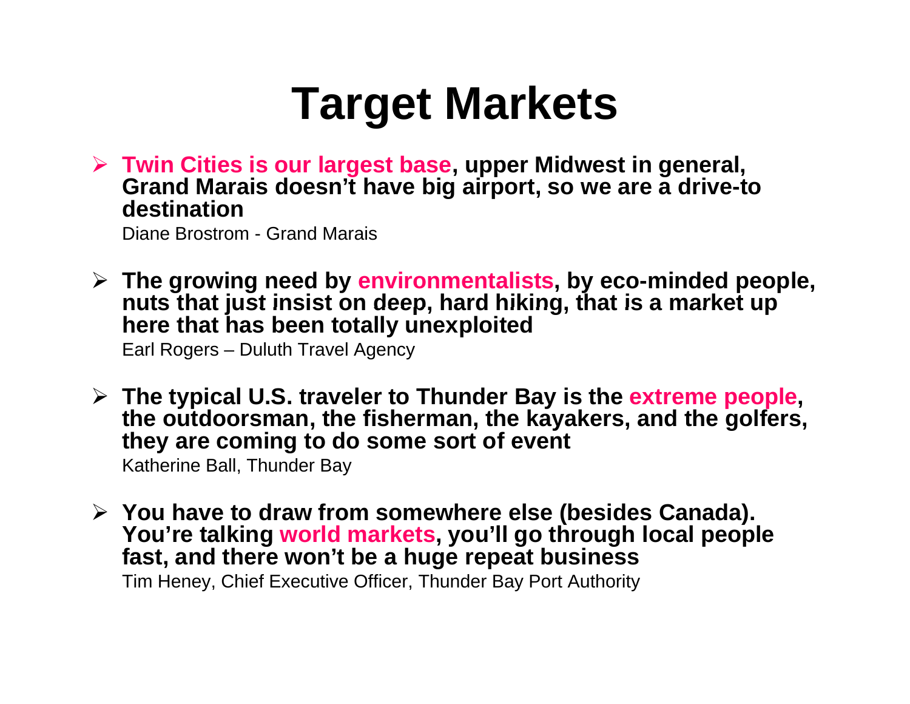# Target Markets

- **Twin Cities is our largest base, upper Midwest in general, Grand Marais doesn't have big airport, so we are a drive-to destination**

  Diane Brostrom - Grand Marais

- **The growing need by environmentalists, by eco-minded people, nuts that just insist on deep, hard hiking, that is a market up here that has been totally unexploited**

  Earl Rogers – Duluth Travel Agency

- **The typical U.S. traveler to Thunder Bay is the extreme people, the outdoorsman, the fisherman, the kayakers, and the golfers, they are coming to do some sort of event**

  Katherine Ball, Thunder Bay

- **You have to draw from somewhere else (besides Canada). You're talking world markets, you'll go through local people fast, and there won't be a huge repeat business**

  Tim Heney, Chief Executive Officer, Thunder Bay Port Authority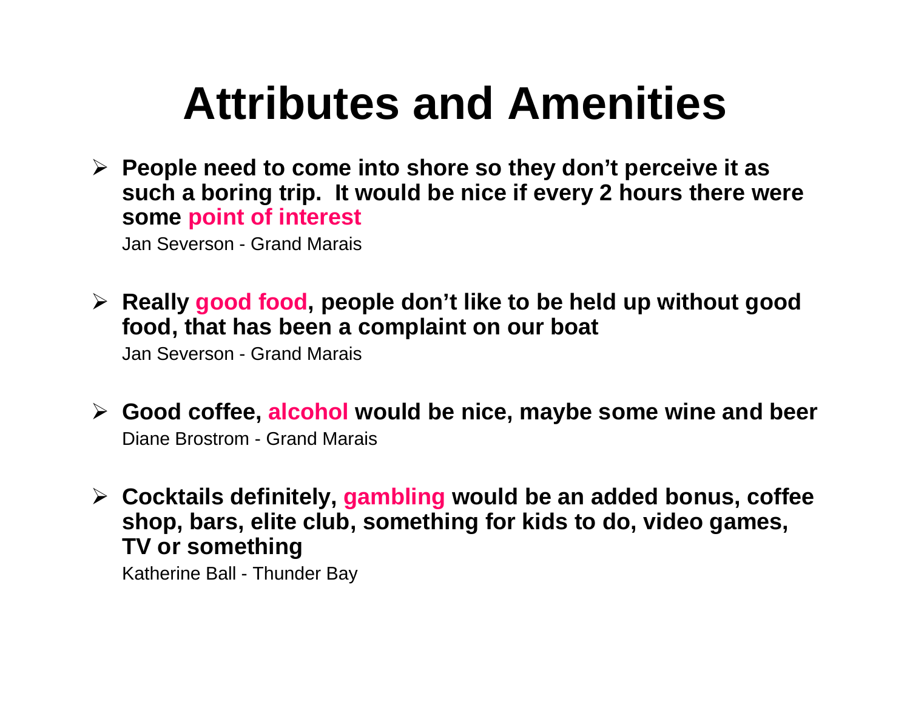# Attributes and Amenities

- **People need to come into shore so they don't perceive it as such a boring trip. It would be nice if every 2 hours there were some point of interest**

  Jan Severson - Grand Marais

- **Really good food, people don't like to be held up without good food, that has been a complaint on our boat**

  Jan Severson - Grand Marais

- **Good coffee, alcohol would be nice, maybe some wine and beer**

  Diane Brostrom - Grand Marais

- **Cocktails definitely, gambling would be an added bonus, coffee shop, bars, elite club, something for kids to do, video games, TV or something**

  Katherine Ball - Thunder Bay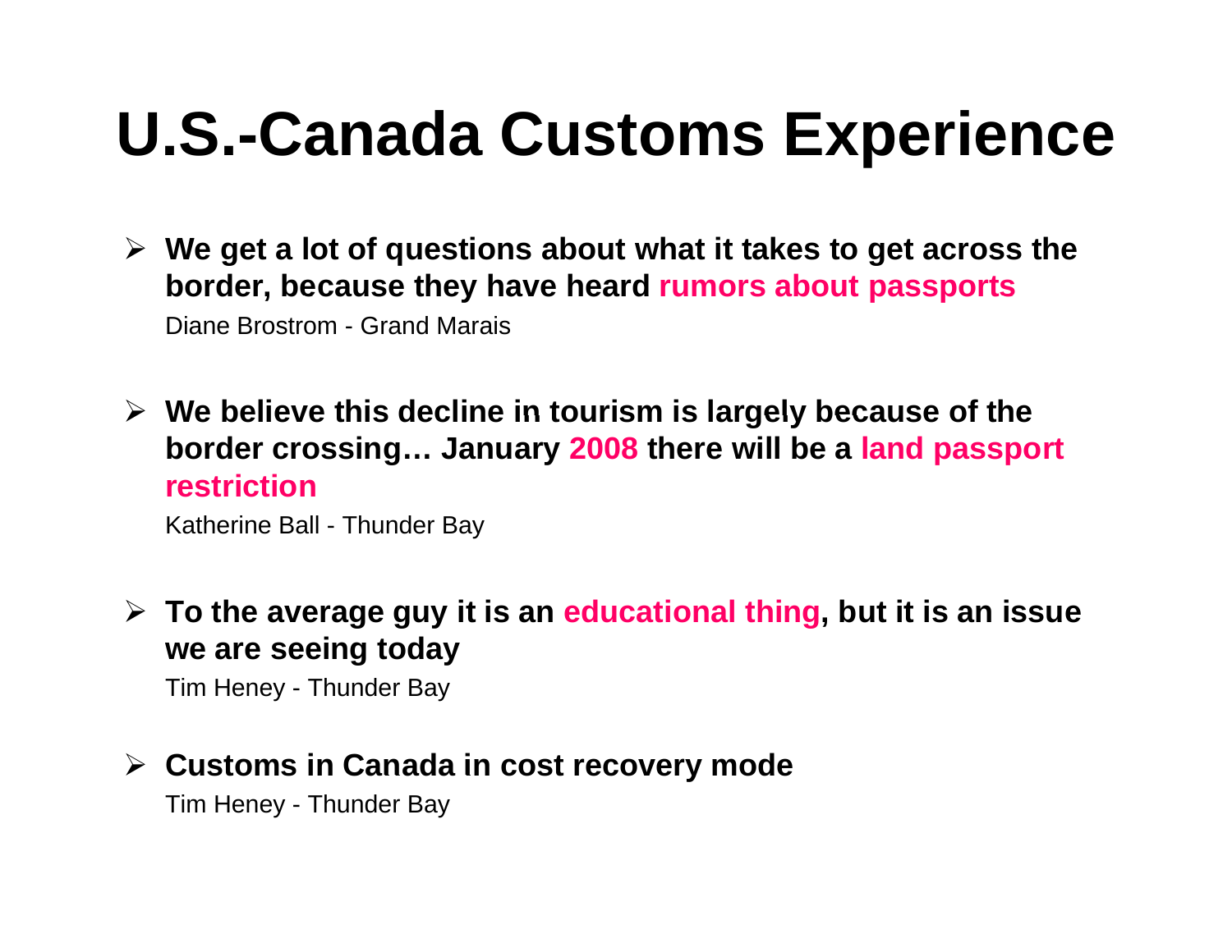# U.S.-Canada Customs Experience

- **We get a lot of questions about what it takes to get across the border, because they have heard rumors about passports**
  Diane Brostrom - Grand Marais

- **We believe this decline in tourism is largely because of the border crossing… January 2008 there will be a land passport restriction**
  Katherine Ball - Thunder Bay

- **To the average guy it is an educational thing, but it is an issue we are seeing today**
  Tim Heney - Thunder Bay

- **Customs in Canada in cost recovery mode**
  Tim Heney - Thunder Bay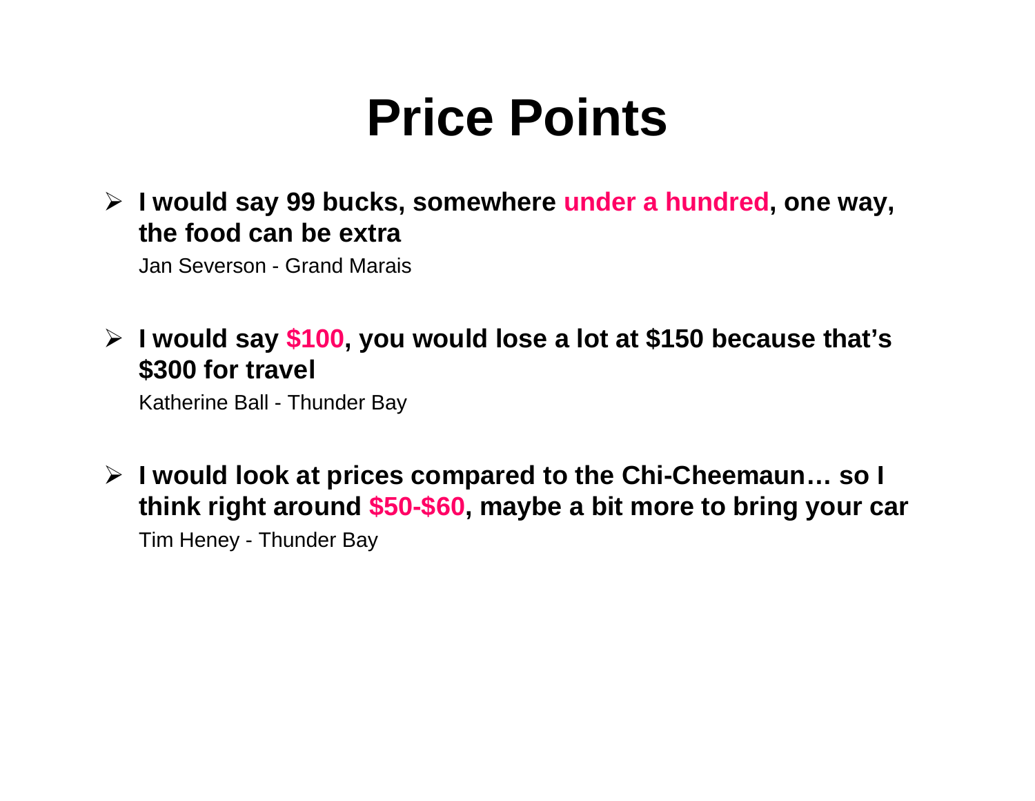# Price Points

- **I would say 99 bucks, somewhere under a hundred, one way, the food can be extra**

  Jan Severson - Grand Marais

- **I would say $100, you would lose a lot at $150 because that's $300 for travel**

  Katherine Ball - Thunder Bay

- **I would look at prices compared to the Chi-Cheemaun… so I think right around $50-$60, maybe a bit more to bring your car**

  Tim Heney - Thunder Bay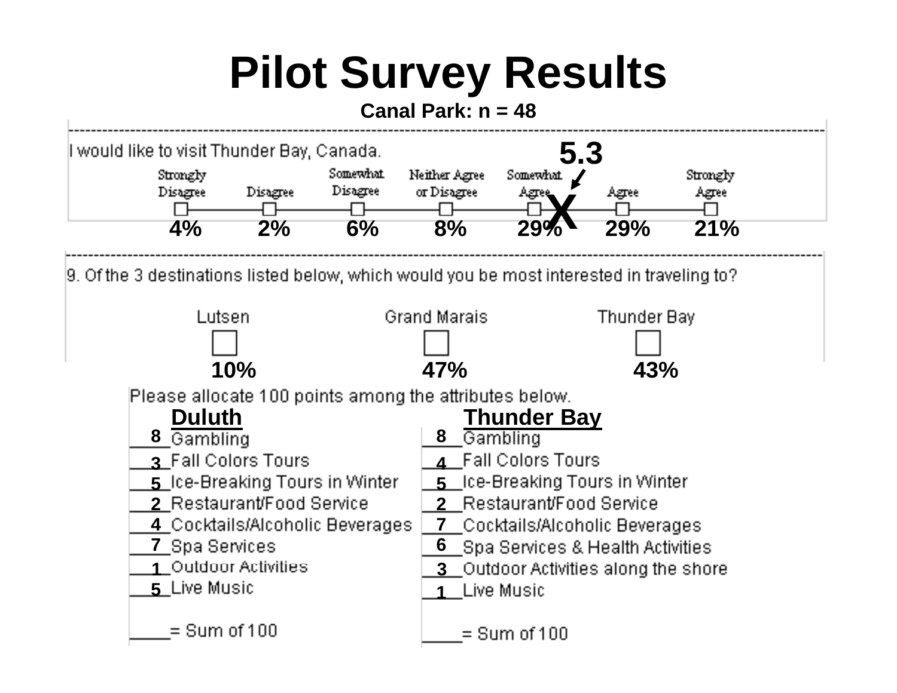# Pilot Survey Results

**Canal Park: n = 48**

I would like to visit Thunder Bay, Canada.

**5.3** (mean, marked with X between Somewhat Agree and Agree)

| Strongly Disagree | Disagree | Somewhat Disagree | Neither Agree or Disagree | Somewhat Agree | Agree | Strongly Agree |
|---|---|---|---|---|---|---|
| 4% | 2% | 6% | 8% | 29% | 29% | 21% |

9. Of the 3 destinations listed below, which would you be most interested in traveling to?

| Lutsen | Grand Marais | Thunder Bay |
|---|---|---|
| 10% | 47% | 43% |

Please allocate 100 points among the attributes below.

| Duluth | | Thunder Bay | |
|---|---|---|---|
| 8 | Gambling | 8 | Gambling |
| 3 | Fall Colors Tours | 4 | Fall Colors Tours |
| 5 | Ice-Breaking Tours in Winter | 5 | Ice-Breaking Tours in Winter |
| 2 | Restaurant/Food Service | 2 | Restaurant/Food Service |
| 4 | Cocktails/Alcoholic Beverages | 7 | Cocktails/Alcoholic Beverages |
| 7 | Spa Services | 6 | Spa Services & Health Activities |
| 1 | Outdoor Activities | 3 | Outdoor Activities along the shore |
| 5 | Live Music | 1 | Live Music |
| ____ | = Sum of 100 | ____ | = Sum of 100 |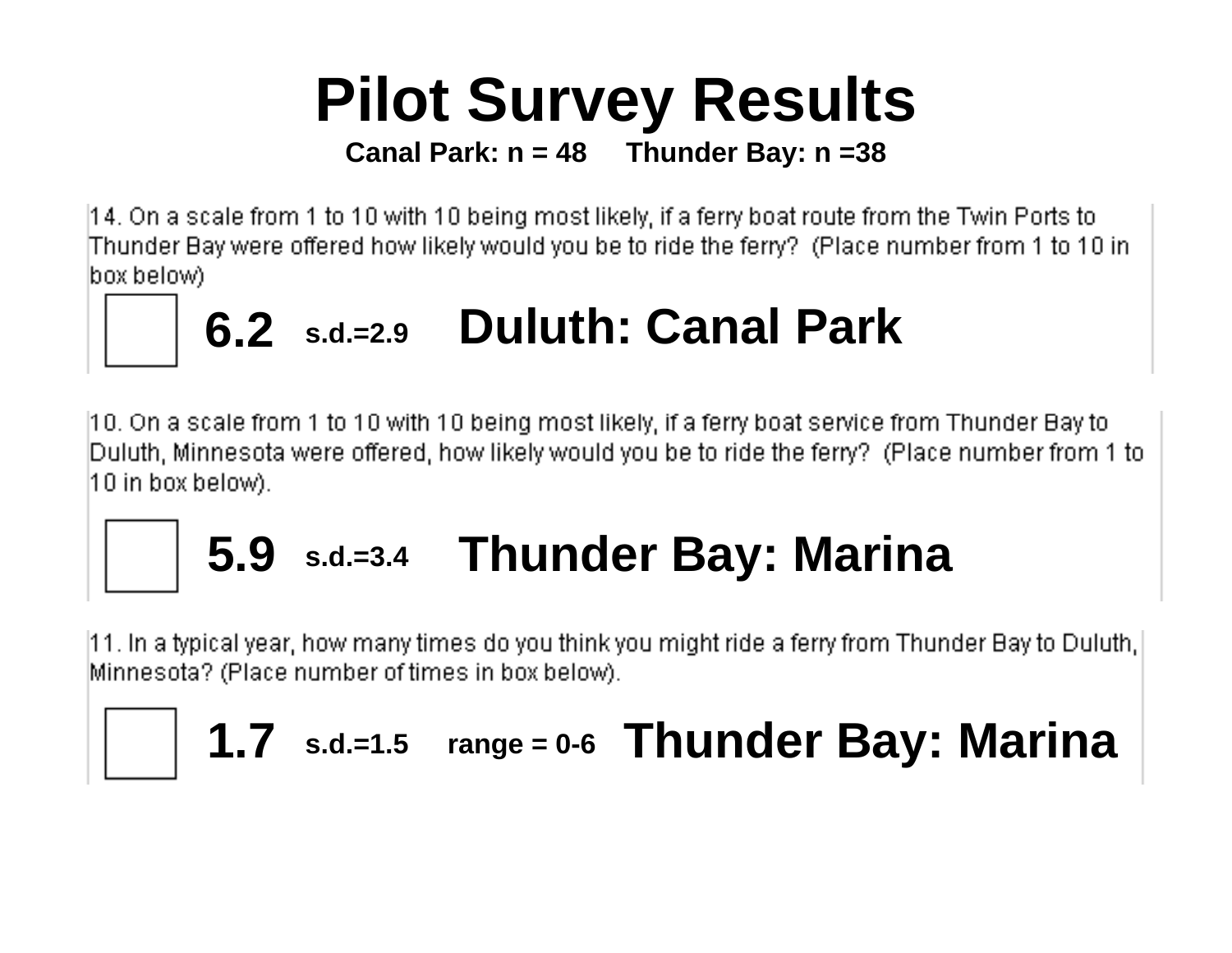# Pilot Survey Results

**Canal Park: n = 48 Thunder Bay: n =38**

14. On a scale from 1 to 10 with 10 being most likely, if a ferry boat route from the Twin Ports to Thunder Bay were offered how likely would you be to ride the ferry? (Place number from 1 to 10 in box below)

☐ **6.2** **s.d.=2.9** **Duluth: Canal Park**

10. On a scale from 1 to 10 with 10 being most likely, if a ferry boat service from Thunder Bay to Duluth, Minnesota were offered, how likely would you be to ride the ferry? (Place number from 1 to 10 in box below).

☐ **5.9** **s.d.=3.4** **Thunder Bay: Marina**

11. In a typical year, how many times do you think you might ride a ferry from Thunder Bay to Duluth, Minnesota? (Place number of times in box below).

☐ **1.7** **s.d.=1.5** **range = 0-6** **Thunder Bay: Marina**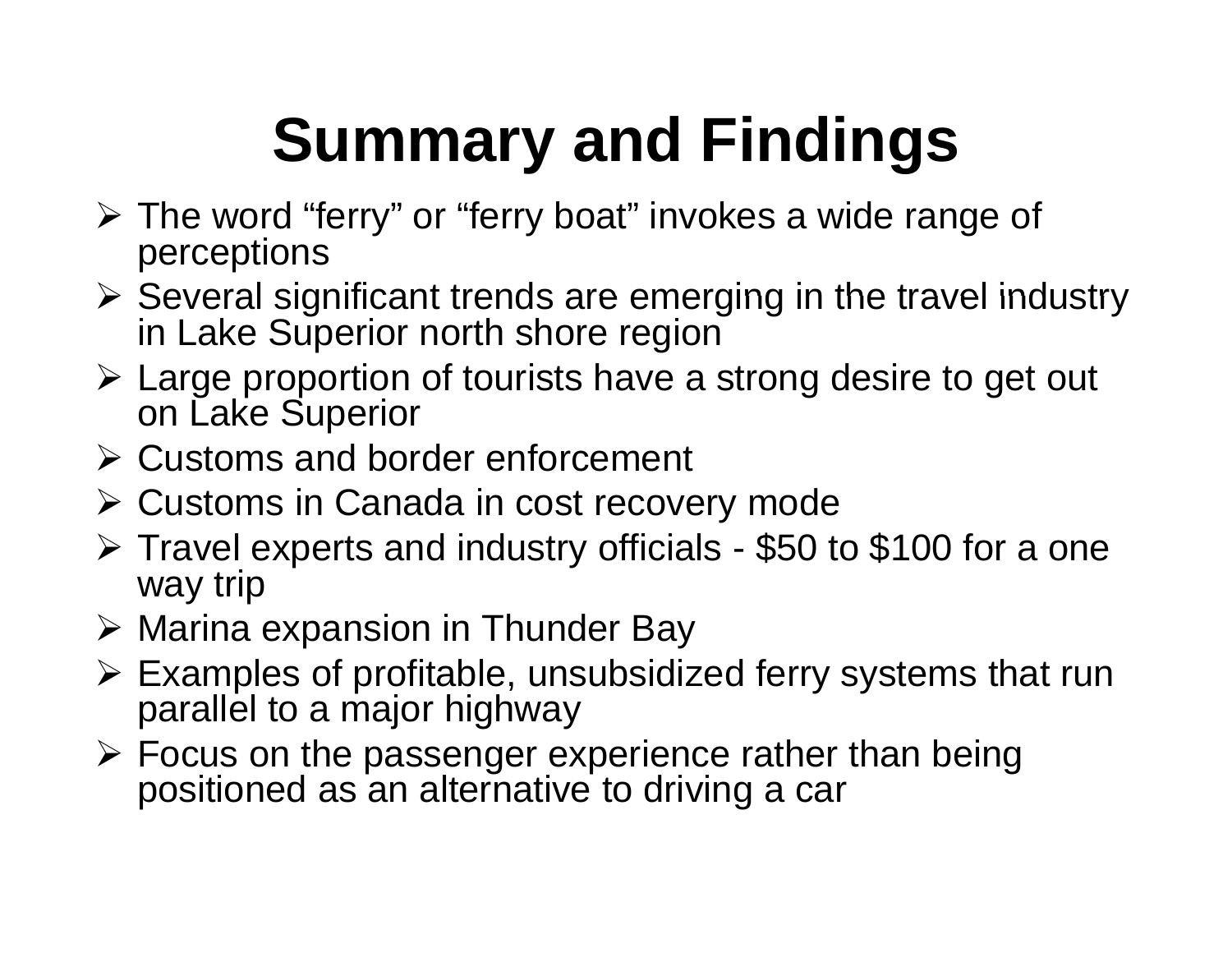# Summary and Findings

- The word "ferry" or "ferry boat" invokes a wide range of perceptions
- Several significant trends are emerging in the travel industry in Lake Superior north shore region
- Large proportion of tourists have a strong desire to get out on Lake Superior
- Customs and border enforcement
- Customs in Canada in cost recovery mode
- Travel experts and industry officials - $50 to $100 for a one way trip
- Marina expansion in Thunder Bay
- Examples of profitable, unsubsidized ferry systems that run parallel to a major highway
- Focus on the passenger experience rather than being positioned as an alternative to driving a car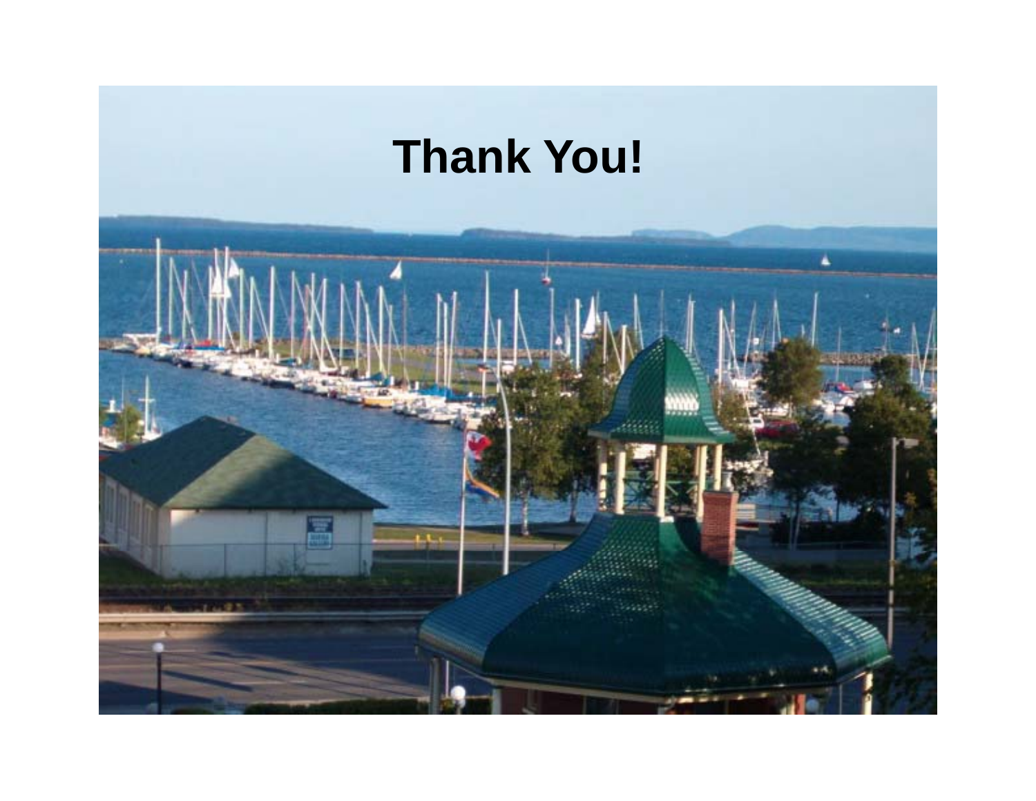# Thank You!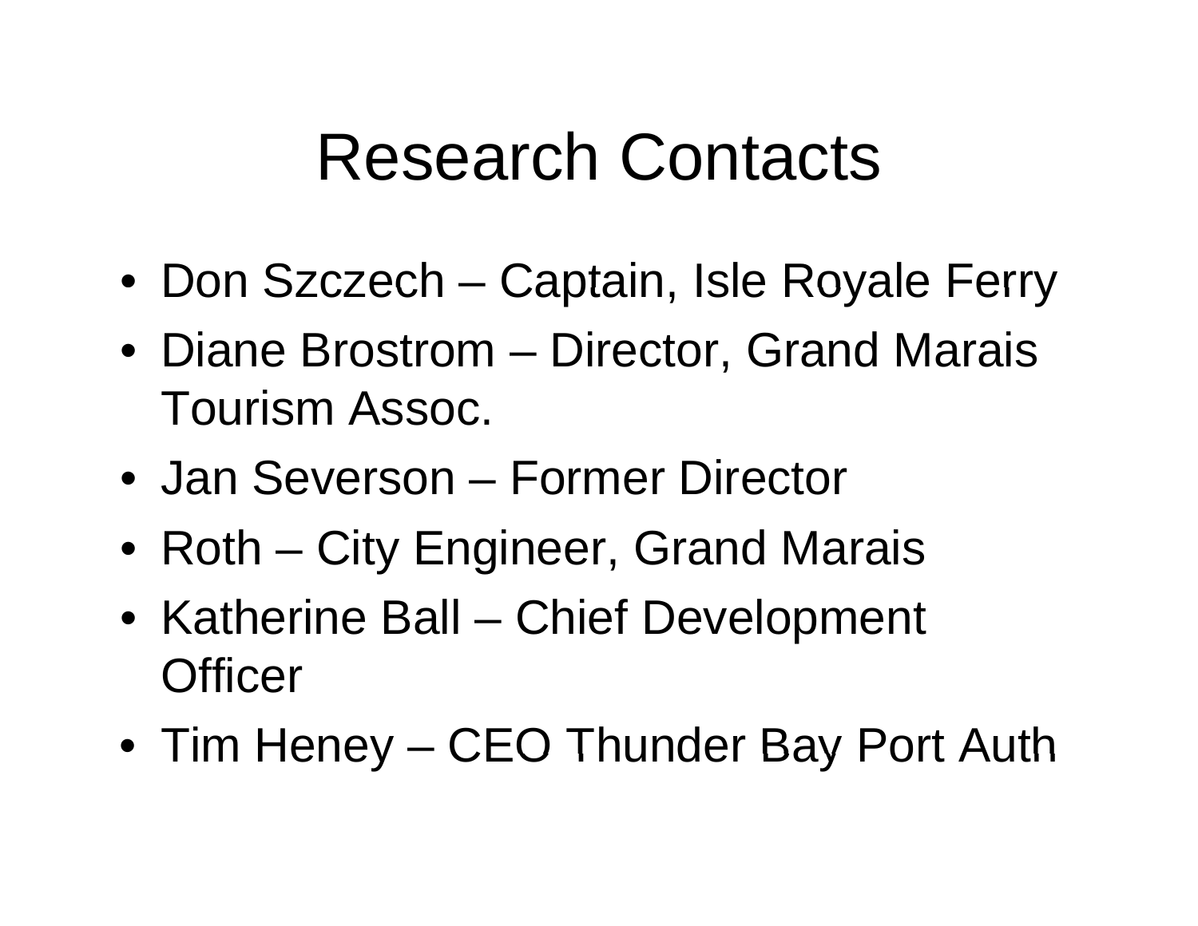# Research Contacts

- Don Szczech – Captain, Isle Royale Ferry
- Diane Brostrom – Director, Grand Marais Tourism Assoc.
- Jan Severson – Former Director
- Roth – City Engineer, Grand Marais
- Katherine Ball – Chief Development Officer
- Tim Heney – CEO Thunder Bay Port Auth